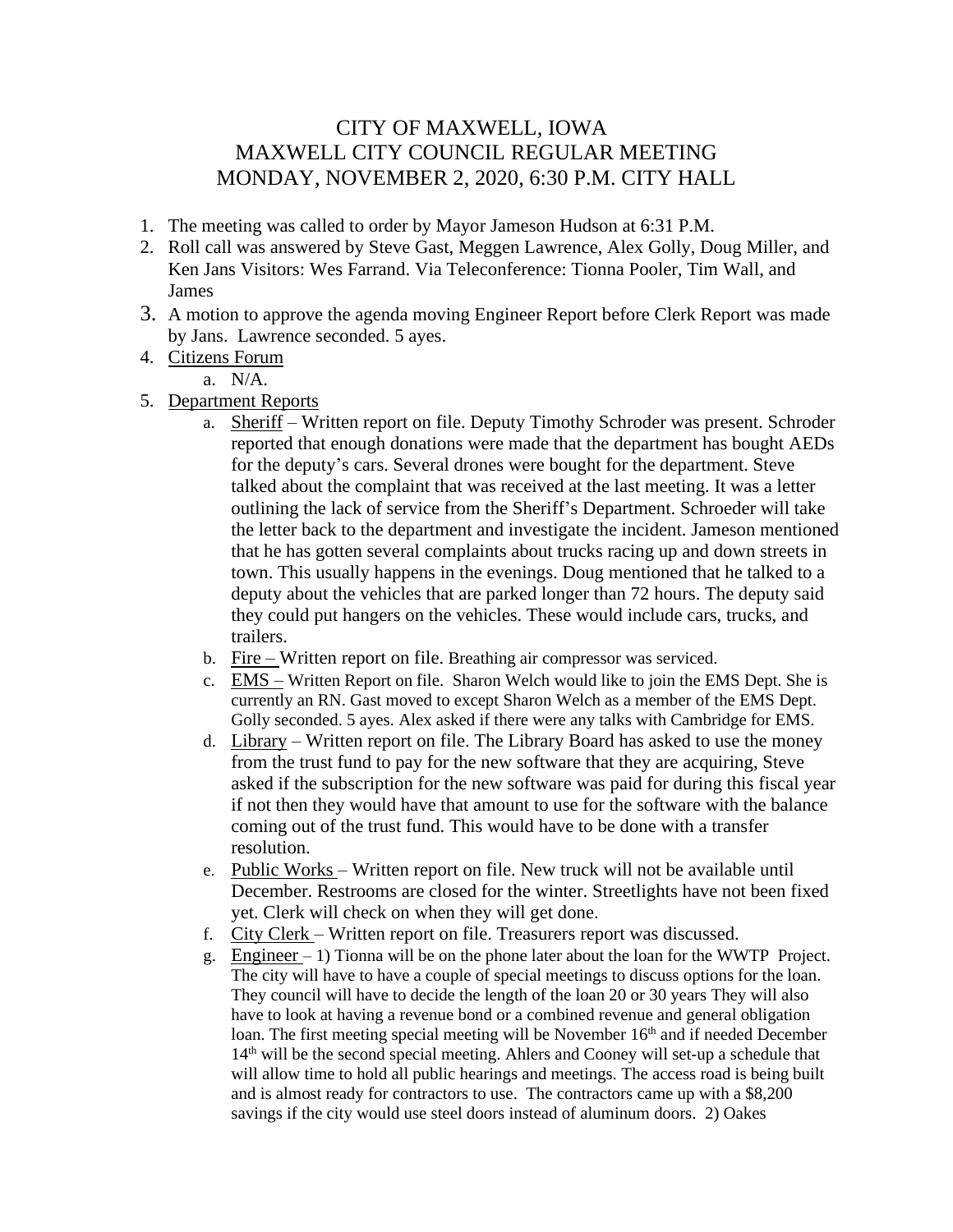# CITY OF MAXWELL, IOWA
# MAXWELL CITY COUNCIL REGULAR MEETING
# MONDAY, NOVEMBER 2, 2020, 6:30 P.M. CITY HALL

1. The meeting was called to order by Mayor Jameson Hudson at 6:31 P.M.
2. Roll call was answered by Steve Gast, Meggen Lawrence, Alex Golly, Doug Miller, and Ken Jans Visitors: Wes Farrand. Via Teleconference: Tionna Pooler, Tim Wall, and James
3. A motion to approve the agenda moving Engineer Report before Clerk Report was made by Jans. Lawrence seconded. 5 ayes.
4. Citizens Forum
   a. N/A.
5. Department Reports
   a. Sheriff – Written report on file. Deputy Timothy Schroder was present. Schroder reported that enough donations were made that the department has bought AEDs for the deputy's cars. Several drones were bought for the department. Steve talked about the complaint that was received at the last meeting. It was a letter outlining the lack of service from the Sheriff's Department. Schroeder will take the letter back to the department and investigate the incident. Jameson mentioned that he has gotten several complaints about trucks racing up and down streets in town. This usually happens in the evenings. Doug mentioned that he talked to a deputy about the vehicles that are parked longer than 72 hours. The deputy said they could put hangers on the vehicles. These would include cars, trucks, and trailers.
   b. Fire – Written report on file. Breathing air compressor was serviced.
   c. EMS – Written Report on file. Sharon Welch would like to join the EMS Dept. She is currently an RN. Gast moved to except Sharon Welch as a member of the EMS Dept. Golly seconded. 5 ayes. Alex asked if there were any talks with Cambridge for EMS.
   d. Library – Written report on file. The Library Board has asked to use the money from the trust fund to pay for the new software that they are acquiring, Steve asked if the subscription for the new software was paid for during this fiscal year if not then they would have that amount to use for the software with the balance coming out of the trust fund. This would have to be done with a transfer resolution.
   e. Public Works – Written report on file. New truck will not be available until December. Restrooms are closed for the winter. Streetlights have not been fixed yet. Clerk will check on when they will get done.
   f. City Clerk – Written report on file. Treasurers report was discussed.
   g. Engineer – 1) Tionna will be on the phone later about the loan for the WWTP Project. The city will have to have a couple of special meetings to discuss options for the loan. They council will have to decide the length of the loan 20 or 30 years They will also have to look at having a revenue bond or a combined revenue and general obligation loan. The first meeting special meeting will be November 16th and if needed December 14th will be the second special meeting. Ahlers and Cooney will set-up a schedule that will allow time to hold all public hearings and meetings. The access road is being built and is almost ready for contractors to use. The contractors came up with a $8,200 savings if the city would use steel doors instead of aluminum doors. 2) Oakes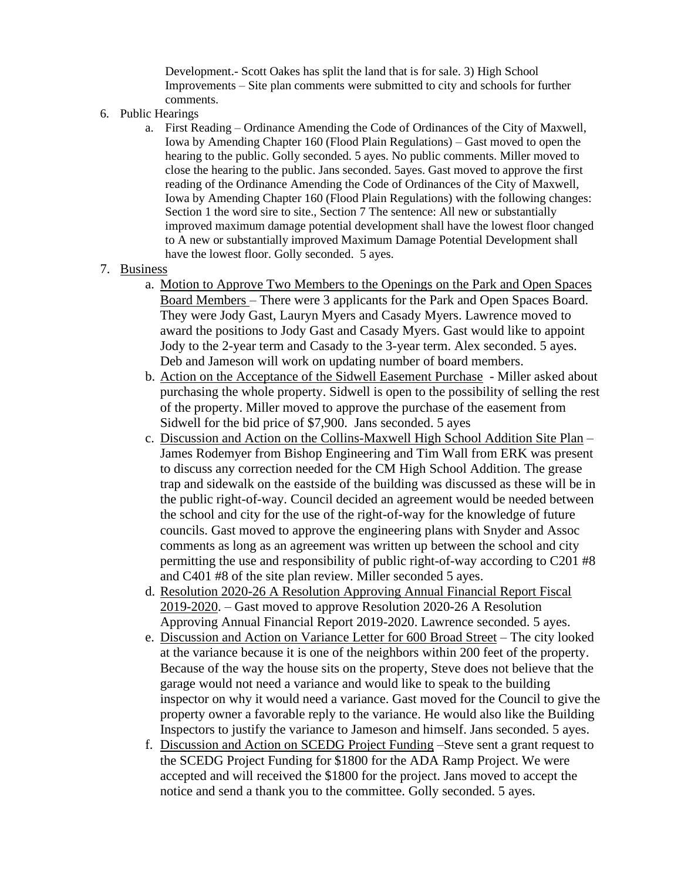Development.- Scott Oakes has split the land that is for sale. 3) High School Improvements – Site plan comments were submitted to city and schools for further comments.

6. Public Hearings
    a. First Reading – Ordinance Amending the Code of Ordinances of the City of Maxwell, Iowa by Amending Chapter 160 (Flood Plain Regulations) – Gast moved to open the hearing to the public. Golly seconded. 5 ayes. No public comments. Miller moved to close the hearing to the public. Jans seconded. 5ayes. Gast moved to approve the first reading of the Ordinance Amending the Code of Ordinances of the City of Maxwell, Iowa by Amending Chapter 160 (Flood Plain Regulations) with the following changes: Section 1 the word sire to site., Section 7 The sentence: All new or substantially improved maximum damage potential development shall have the lowest floor changed to A new or substantially improved Maximum Damage Potential Development shall have the lowest floor. Golly seconded. 5 ayes.

7. <u>Business</u>
    a. <u>Motion to Approve Two Members to the Openings on the Park and Open Spaces Board Members</u> – There were 3 applicants for the Park and Open Spaces Board. They were Jody Gast, Lauryn Myers and Casady Myers. Lawrence moved to award the positions to Jody Gast and Casady Myers. Gast would like to appoint Jody to the 2-year term and Casady to the 3-year term. Alex seconded. 5 ayes. Deb and Jameson will work on updating number of board members.
    b. <u>Action on the Acceptance of the Sidwell Easement Purchase</u> - Miller asked about purchasing the whole property. Sidwell is open to the possibility of selling the rest of the property. Miller moved to approve the purchase of the easement from Sidwell for the bid price of $7,900. Jans seconded. 5 ayes
    c. <u>Discussion and Action on the Collins-Maxwell High School Addition Site Plan</u> – James Rodemyer from Bishop Engineering and Tim Wall from ERK was present to discuss any correction needed for the CM High School Addition. The grease trap and sidewalk on the eastside of the building was discussed as these will be in the public right-of-way. Council decided an agreement would be needed between the school and city for the use of the right-of-way for the knowledge of future councils. Gast moved to approve the engineering plans with Snyder and Assoc comments as long as an agreement was written up between the school and city permitting the use and responsibility of public right-of-way according to C201 #8 and C401 #8 of the site plan review. Miller seconded 5 ayes.
    d. <u>Resolution 2020-26 A Resolution Approving Annual Financial Report Fiscal 2019-2020</u>. – Gast moved to approve Resolution 2020-26 A Resolution Approving Annual Financial Report 2019-2020. Lawrence seconded. 5 ayes.
    e. <u>Discussion and Action on Variance Letter for 600 Broad Street</u> – The city looked at the variance because it is one of the neighbors within 200 feet of the property. Because of the way the house sits on the property, Steve does not believe that the garage would not need a variance and would like to speak to the building inspector on why it would need a variance. Gast moved for the Council to give the property owner a favorable reply to the variance. He would also like the Building Inspectors to justify the variance to Jameson and himself. Jans seconded. 5 ayes.
    f. <u>Discussion and Action on SCEDG Project Funding</u> –Steve sent a grant request to the SCEDG Project Funding for $1800 for the ADA Ramp Project. We were accepted and will received the $1800 for the project. Jans moved to accept the notice and send a thank you to the committee. Golly seconded. 5 ayes.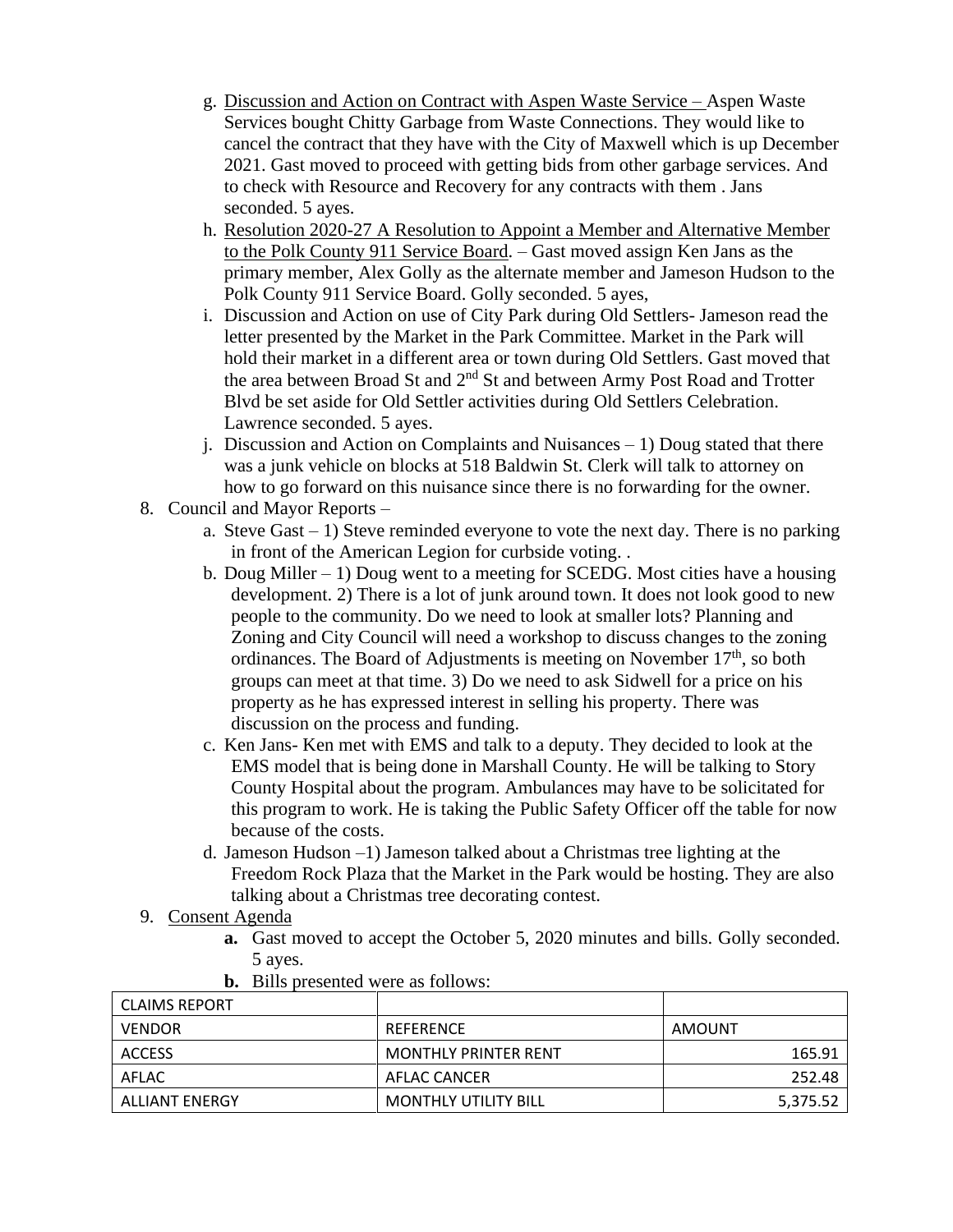g. Discussion and Action on Contract with Aspen Waste Service – Aspen Waste Services bought Chitty Garbage from Waste Connections. They would like to cancel the contract that they have with the City of Maxwell which is up December 2021. Gast moved to proceed with getting bids from other garbage services. And to check with Resource and Recovery for any contracts with them . Jans seconded. 5 ayes.

h. Resolution 2020-27 A Resolution to Appoint a Member and Alternative Member to the Polk County 911 Service Board. – Gast moved assign Ken Jans as the primary member, Alex Golly as the alternate member and Jameson Hudson to the Polk County 911 Service Board. Golly seconded. 5 ayes,

i. Discussion and Action on use of City Park during Old Settlers- Jameson read the letter presented by the Market in the Park Committee. Market in the Park will hold their market in a different area or town during Old Settlers. Gast moved that the area between Broad St and 2nd St and between Army Post Road and Trotter Blvd be set aside for Old Settler activities during Old Settlers Celebration. Lawrence seconded. 5 ayes.

j. Discussion and Action on Complaints and Nuisances – 1) Doug stated that there was a junk vehicle on blocks at 518 Baldwin St. Clerk will talk to attorney on how to go forward on this nuisance since there is no forwarding for the owner.

8. Council and Mayor Reports –
   a. Steve Gast – 1) Steve reminded everyone to vote the next day. There is no parking in front of the American Legion for curbside voting. .
   b. Doug Miller – 1) Doug went to a meeting for SCEDG. Most cities have a housing development. 2) There is a lot of junk around town. It does not look good to new people to the community. Do we need to look at smaller lots? Planning and Zoning and City Council will need a workshop to discuss changes to the zoning ordinances. The Board of Adjustments is meeting on November 17th, so both groups can meet at that time. 3) Do we need to ask Sidwell for a price on his property as he has expressed interest in selling his property. There was discussion on the process and funding.
   c. Ken Jans- Ken met with EMS and talk to a deputy. They decided to look at the EMS model that is being done in Marshall County. He will be talking to Story County Hospital about the program. Ambulances may have to be solicitated for this program to work. He is taking the Public Safety Officer off the table for now because of the costs.
   d. Jameson Hudson –1) Jameson talked about a Christmas tree lighting at the Freedom Rock Plaza that the Market in the Park would be hosting. They are also talking about a Christmas tree decorating contest.

9. Consent Agenda
   **a.** Gast moved to accept the October 5, 2020 minutes and bills. Golly seconded. 5 ayes.
   **b.** Bills presented were as follows:

| CLAIMS REPORT | | |
|---|---|---|
| VENDOR | REFERENCE | AMOUNT |
| ACCESS | MONTHLY PRINTER RENT | 165.91 |
| AFLAC | AFLAC CANCER | 252.48 |
| ALLIANT ENERGY | MONTHLY UTILITY BILL | 5,375.52 |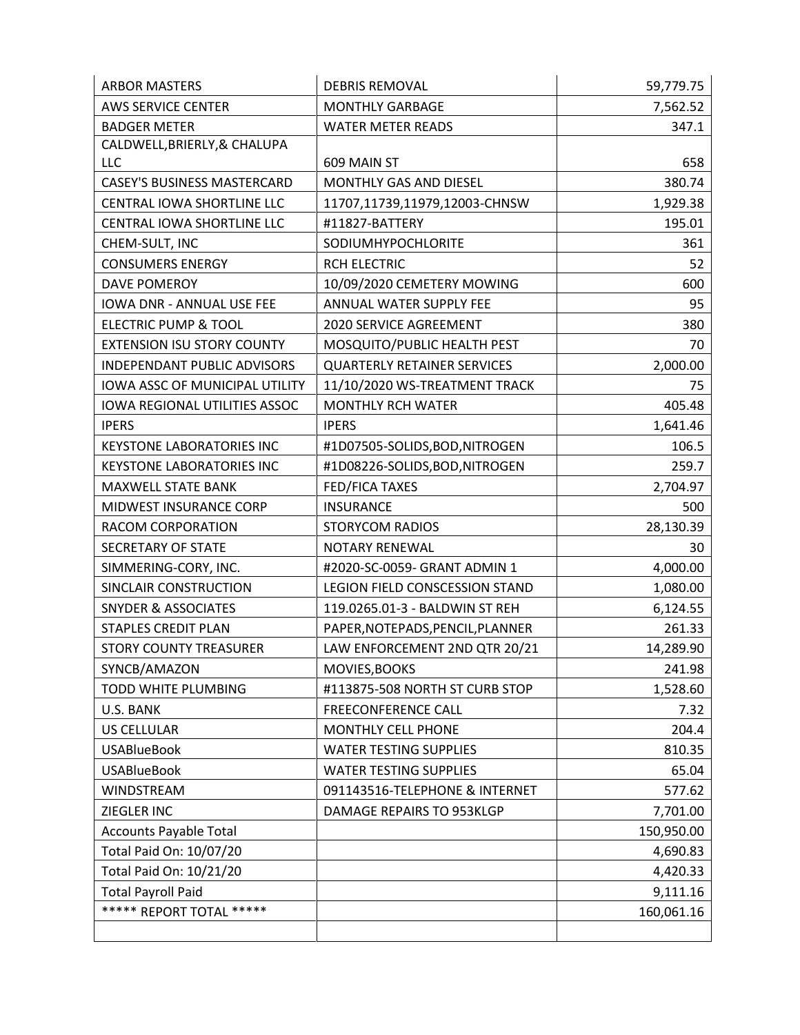| ARBOR MASTERS | DEBRIS REMOVAL | 59,779.75 |
|---|---|---|
| AWS SERVICE CENTER | MONTHLY GARBAGE | 7,562.52 |
| BADGER METER | WATER METER READS | 347.1 |
| CALDWELL,BRIERLY,& CHALUPA LLC | 609 MAIN ST | 658 |
| CASEY'S BUSINESS MASTERCARD | MONTHLY GAS AND DIESEL | 380.74 |
| CENTRAL IOWA SHORTLINE LLC | 11707,11739,11979,12003-CHNSW | 1,929.38 |
| CENTRAL IOWA SHORTLINE LLC | #11827-BATTERY | 195.01 |
| CHEM-SULT, INC | SODIUMHYPOCHLORITE | 361 |
| CONSUMERS ENERGY | RCH ELECTRIC | 52 |
| DAVE POMEROY | 10/09/2020 CEMETERY MOWING | 600 |
| IOWA DNR - ANNUAL USE FEE | ANNUAL WATER SUPPLY FEE | 95 |
| ELECTRIC PUMP & TOOL | 2020 SERVICE AGREEMENT | 380 |
| EXTENSION ISU STORY COUNTY | MOSQUITO/PUBLIC HEALTH PEST | 70 |
| INDEPENDANT PUBLIC ADVISORS | QUARTERLY RETAINER SERVICES | 2,000.00 |
| IOWA ASSC OF MUNICIPAL UTILITY | 11/10/2020 WS-TREATMENT TRACK | 75 |
| IOWA REGIONAL UTILITIES ASSOC | MONTHLY RCH WATER | 405.48 |
| IPERS | IPERS | 1,641.46 |
| KEYSTONE LABORATORIES INC | #1D07505-SOLIDS,BOD,NITROGEN | 106.5 |
| KEYSTONE LABORATORIES INC | #1D08226-SOLIDS,BOD,NITROGEN | 259.7 |
| MAXWELL STATE BANK | FED/FICA TAXES | 2,704.97 |
| MIDWEST INSURANCE CORP | INSURANCE | 500 |
| RACOM CORPORATION | STORYCOM RADIOS | 28,130.39 |
| SECRETARY OF STATE | NOTARY RENEWAL | 30 |
| SIMMERING-CORY, INC. | #2020-SC-0059- GRANT ADMIN 1 | 4,000.00 |
| SINCLAIR CONSTRUCTION | LEGION FIELD CONSCESSION STAND | 1,080.00 |
| SNYDER & ASSOCIATES | 119.0265.01-3 - BALDWIN ST REH | 6,124.55 |
| STAPLES CREDIT PLAN | PAPER,NOTEPADS,PENCIL,PLANNER | 261.33 |
| STORY COUNTY TREASURER | LAW ENFORCEMENT 2ND QTR 20/21 | 14,289.90 |
| SYNCB/AMAZON | MOVIES,BOOKS | 241.98 |
| TODD WHITE PLUMBING | #113875-508 NORTH ST CURB STOP | 1,528.60 |
| U.S. BANK | FREECONFERENCE CALL | 7.32 |
| US CELLULAR | MONTHLY CELL PHONE | 204.4 |
| USABlueBook | WATER TESTING SUPPLIES | 810.35 |
| USABlueBook | WATER TESTING SUPPLIES | 65.04 |
| WINDSTREAM | 091143516-TELEPHONE & INTERNET | 577.62 |
| ZIEGLER INC | DAMAGE REPAIRS TO 953KLGP | 7,701.00 |
| Accounts Payable Total | | 150,950.00 |
| Total Paid On: 10/07/20 | | 4,690.83 |
| Total Paid On: 10/21/20 | | 4,420.33 |
| Total Payroll Paid | | 9,111.16 |
| ***** REPORT TOTAL ***** | | 160,061.16 |
| | | |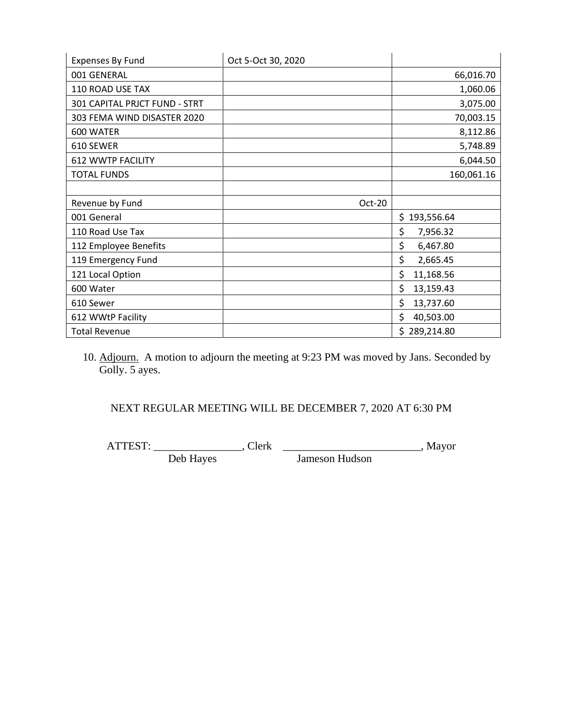| Expenses By Fund | Oct 5-Oct 30, 2020 | |
|---|---|---|
| 001 GENERAL | | 66,016.70 |
| 110 ROAD USE TAX | | 1,060.06 |
| 301 CAPITAL PRJCT FUND - STRT | | 3,075.00 |
| 303 FEMA WIND DISASTER 2020 | | 70,003.15 |
| 600 WATER | | 8,112.86 |
| 610 SEWER | | 5,748.89 |
| 612 WWTP FACILITY | | 6,044.50 |
| TOTAL FUNDS | | 160,061.16 |
| | | |
| Revenue by Fund | Oct-20 | |
| 001 General | | $ 193,556.64 |
| 110 Road Use Tax | | $ 7,956.32 |
| 112 Employee Benefits | | $ 6,467.80 |
| 119 Emergency Fund | | $ 2,665.45 |
| 121 Local Option | | $ 11,168.56 |
| 600 Water | | $ 13,159.43 |
| 610 Sewer | | $ 13,737.60 |
| 612 WWtP Facility | | $ 40,503.00 |
| Total Revenue | | $ 289,214.80 |

10. Adjourn. A motion to adjourn the meeting at 9:23 PM was moved by Jans. Seconded by Golly. 5 ayes.

NEXT REGULAR MEETING WILL BE DECEMBER 7, 2020 AT 6:30 PM

ATTEST: ________________, Clerk _________________________, Mayor

Deb Hayes Jameson Hudson